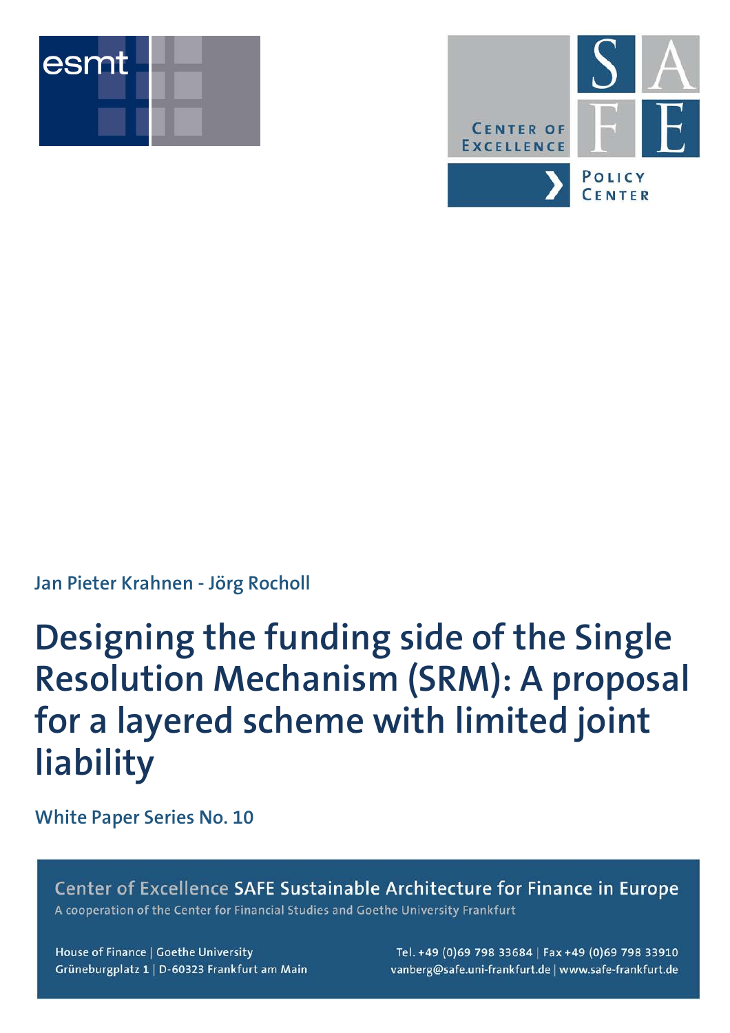esmt

CENTER OF EXCELLENCE SAFE POLICY CENTER

Jan Pieter Krahnen - Jörg Rocholl

# Designing the funding side of the Single Resolution Mechanism (SRM): A proposal for a layered scheme with limited joint liability

White Paper Series No. 10

Center of Excellence SAFE Sustainable Architecture for Finance in Europe
A cooperation of the Center for Financial Studies and Goethe University Frankfurt

House of Finance | Goethe University
Grüneburgplatz 1 | D-60323 Frankfurt am Main

Tel. +49 (0)69 798 33684 | Fax +49 (0)69 798 33910
vanberg@safe.uni-frankfurt.de | www.safe-frankfurt.de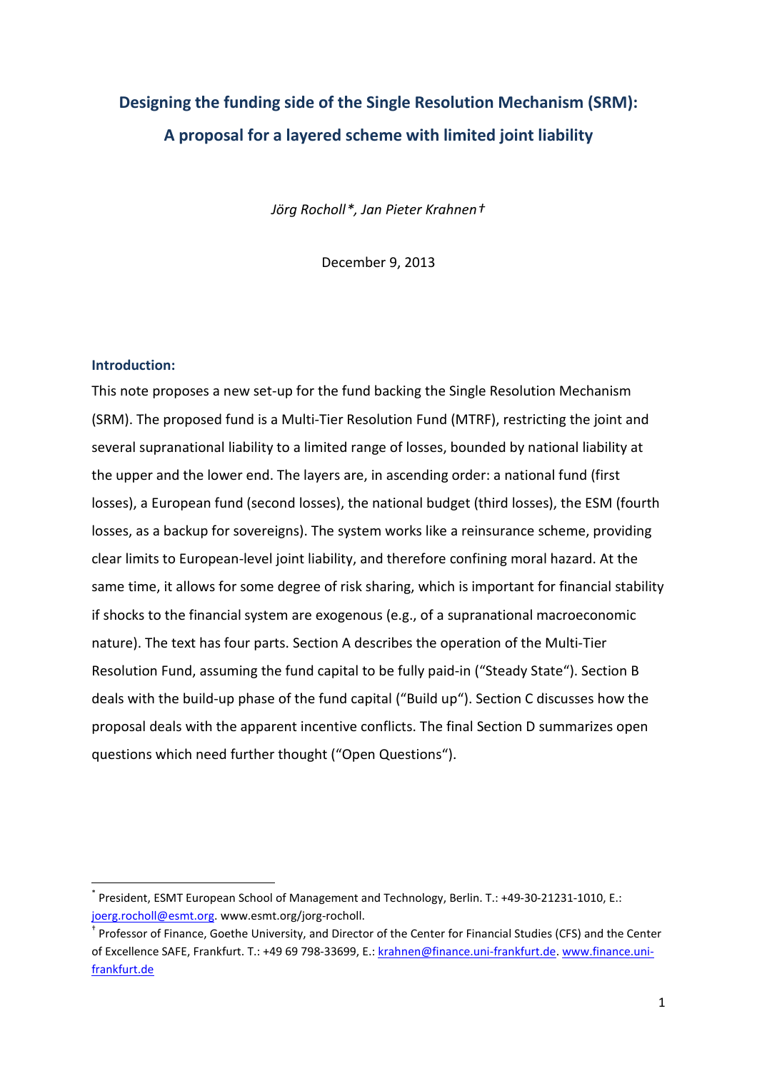# Designing the funding side of the Single Resolution Mechanism (SRM): A proposal for a layered scheme with limited joint liability

*Jörg Rocholl\*, Jan Pieter Krahnen†*

December 9, 2013

### Introduction:

This note proposes a new set-up for the fund backing the Single Resolution Mechanism (SRM). The proposed fund is a Multi-Tier Resolution Fund (MTRF), restricting the joint and several supranational liability to a limited range of losses, bounded by national liability at the upper and the lower end. The layers are, in ascending order: a national fund (first losses), a European fund (second losses), the national budget (third losses), the ESM (fourth losses, as a backup for sovereigns). The system works like a reinsurance scheme, providing clear limits to European-level joint liability, and therefore confining moral hazard. At the same time, it allows for some degree of risk sharing, which is important for financial stability if shocks to the financial system are exogenous (e.g., of a supranational macroeconomic nature). The text has four parts. Section A describes the operation of the Multi-Tier Resolution Fund, assuming the fund capital to be fully paid-in ("Steady State"). Section B deals with the build-up phase of the fund capital ("Build up"). Section C discusses how the proposal deals with the apparent incentive conflicts. The final Section D summarizes open questions which need further thought ("Open Questions").

---

\* President, ESMT European School of Management and Technology, Berlin. T.: +49-30-21231-1010, E.: joerg.rocholl@esmt.org. www.esmt.org/jorg-rocholl.

† Professor of Finance, Goethe University, and Director of the Center for Financial Studies (CFS) and the Center of Excellence SAFE, Frankfurt. T.: +49 69 798-33699, E.: krahnen@finance.uni-frankfurt.de. www.finance.uni-frankfurt.de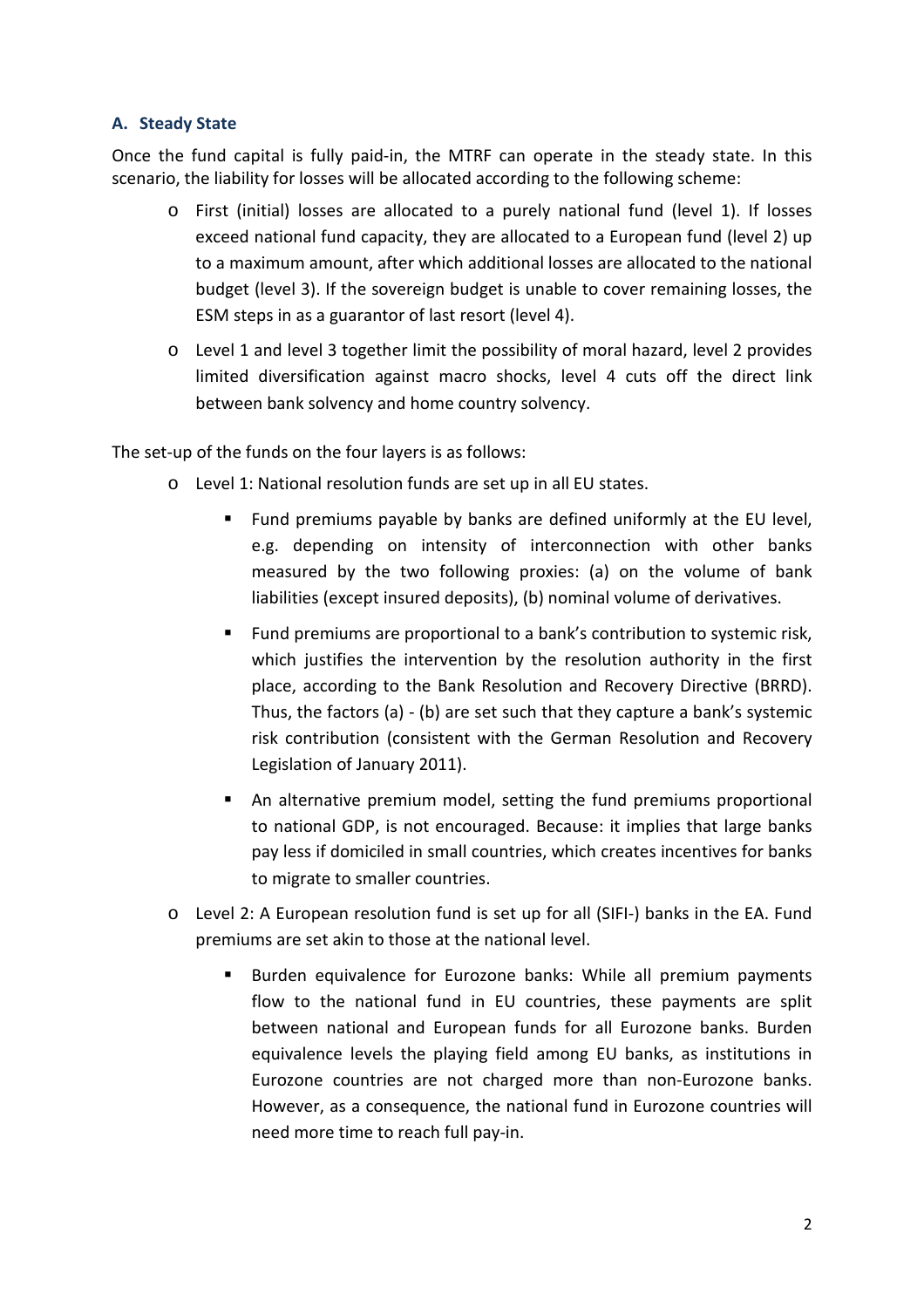### A. Steady State

Once the fund capital is fully paid-in, the MTRF can operate in the steady state. In this scenario, the liability for losses will be allocated according to the following scheme:

- First (initial) losses are allocated to a purely national fund (level 1). If losses exceed national fund capacity, they are allocated to a European fund (level 2) up to a maximum amount, after which additional losses are allocated to the national budget (level 3). If the sovereign budget is unable to cover remaining losses, the ESM steps in as a guarantor of last resort (level 4).
- Level 1 and level 3 together limit the possibility of moral hazard, level 2 provides limited diversification against macro shocks, level 4 cuts off the direct link between bank solvency and home country solvency.

The set-up of the funds on the four layers is as follows:

- Level 1: National resolution funds are set up in all EU states.
  - Fund premiums payable by banks are defined uniformly at the EU level, e.g. depending on intensity of interconnection with other banks measured by the two following proxies: (a) on the volume of bank liabilities (except insured deposits), (b) nominal volume of derivatives.
  - Fund premiums are proportional to a bank's contribution to systemic risk, which justifies the intervention by the resolution authority in the first place, according to the Bank Resolution and Recovery Directive (BRRD). Thus, the factors (a) - (b) are set such that they capture a bank's systemic risk contribution (consistent with the German Resolution and Recovery Legislation of January 2011).
  - An alternative premium model, setting the fund premiums proportional to national GDP, is not encouraged. Because: it implies that large banks pay less if domiciled in small countries, which creates incentives for banks to migrate to smaller countries.
- Level 2: A European resolution fund is set up for all (SIFI-) banks in the EA. Fund premiums are set akin to those at the national level.
  - Burden equivalence for Eurozone banks: While all premium payments flow to the national fund in EU countries, these payments are split between national and European funds for all Eurozone banks. Burden equivalence levels the playing field among EU banks, as institutions in Eurozone countries are not charged more than non-Eurozone banks. However, as a consequence, the national fund in Eurozone countries will need more time to reach full pay-in.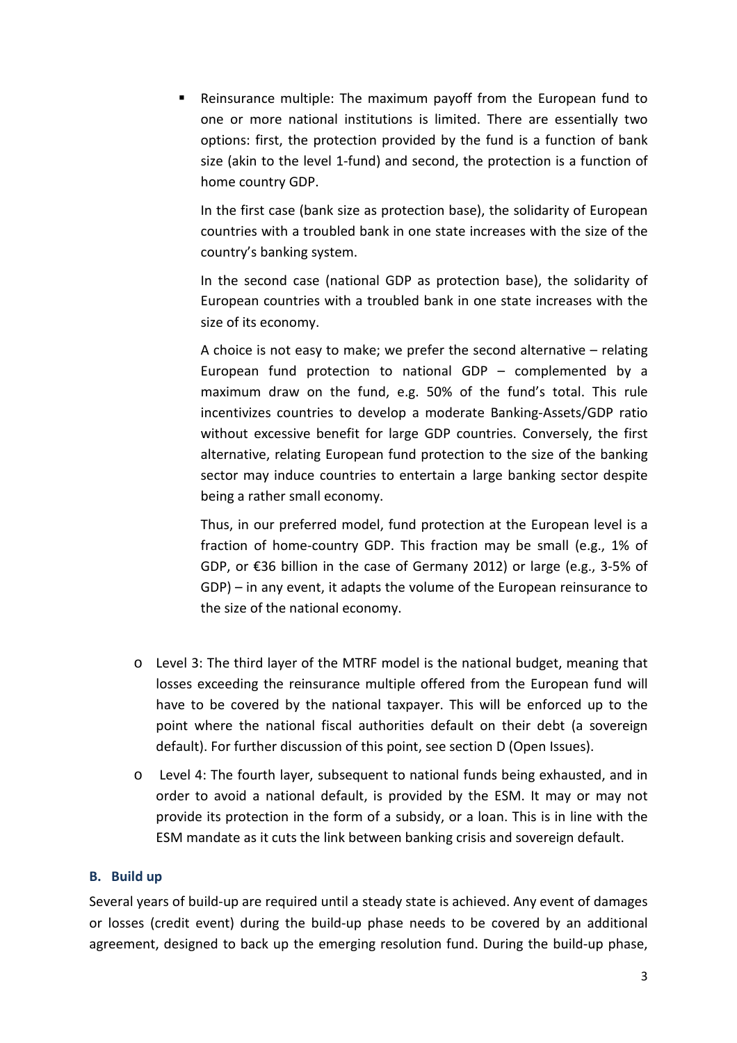- Reinsurance multiple: The maximum payoff from the European fund to one or more national institutions is limited. There are essentially two options: first, the protection provided by the fund is a function of bank size (akin to the level 1-fund) and second, the protection is a function of home country GDP.

  In the first case (bank size as protection base), the solidarity of European countries with a troubled bank in one state increases with the size of the country's banking system.

  In the second case (national GDP as protection base), the solidarity of European countries with a troubled bank in one state increases with the size of its economy.

  A choice is not easy to make; we prefer the second alternative – relating European fund protection to national GDP – complemented by a maximum draw on the fund, e.g. 50% of the fund's total. This rule incentivizes countries to develop a moderate Banking-Assets/GDP ratio without excessive benefit for large GDP countries. Conversely, the first alternative, relating European fund protection to the size of the banking sector may induce countries to entertain a large banking sector despite being a rather small economy.

  Thus, in our preferred model, fund protection at the European level is a fraction of home-country GDP. This fraction may be small (e.g., 1% of GDP, or €36 billion in the case of Germany 2012) or large (e.g., 3-5% of GDP) – in any event, it adapts the volume of the European reinsurance to the size of the national economy.

- Level 3: The third layer of the MTRF model is the national budget, meaning that losses exceeding the reinsurance multiple offered from the European fund will have to be covered by the national taxpayer. This will be enforced up to the point where the national fiscal authorities default on their debt (a sovereign default). For further discussion of this point, see section D (Open Issues).
- Level 4: The fourth layer, subsequent to national funds being exhausted, and in order to avoid a national default, is provided by the ESM. It may or may not provide its protection in the form of a subsidy, or a loan. This is in line with the ESM mandate as it cuts the link between banking crisis and sovereign default.

### B. Build up

Several years of build-up are required until a steady state is achieved. Any event of damages or losses (credit event) during the build-up phase needs to be covered by an additional agreement, designed to back up the emerging resolution fund. During the build-up phase,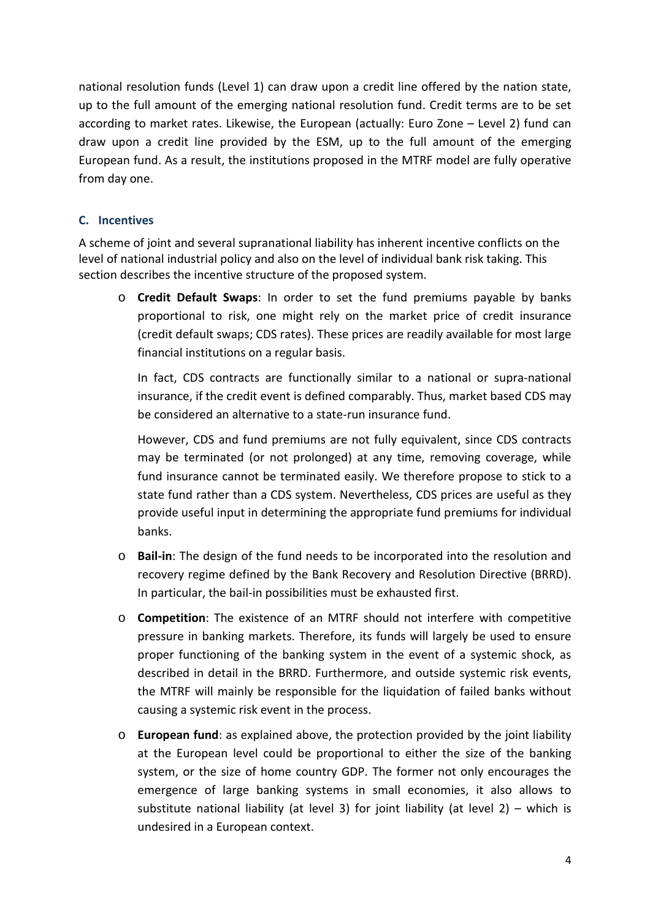national resolution funds (Level 1) can draw upon a credit line offered by the nation state, up to the full amount of the emerging national resolution fund. Credit terms are to be set according to market rates. Likewise, the European (actually: Euro Zone – Level 2) fund can draw upon a credit line provided by the ESM, up to the full amount of the emerging European fund. As a result, the institutions proposed in the MTRF model are fully operative from day one.

### C. Incentives

A scheme of joint and several supranational liability has inherent incentive conflicts on the level of national industrial policy and also on the level of individual bank risk taking. This section describes the incentive structure of the proposed system.

- **Credit Default Swaps**: In order to set the fund premiums payable by banks proportional to risk, one might rely on the market price of credit insurance (credit default swaps; CDS rates). These prices are readily available for most large financial institutions on a regular basis.

  In fact, CDS contracts are functionally similar to a national or supra-national insurance, if the credit event is defined comparably. Thus, market based CDS may be considered an alternative to a state-run insurance fund.

  However, CDS and fund premiums are not fully equivalent, since CDS contracts may be terminated (or not prolonged) at any time, removing coverage, while fund insurance cannot be terminated easily. We therefore propose to stick to a state fund rather than a CDS system. Nevertheless, CDS prices are useful as they provide useful input in determining the appropriate fund premiums for individual banks.

- **Bail-in**: The design of the fund needs to be incorporated into the resolution and recovery regime defined by the Bank Recovery and Resolution Directive (BRRD). In particular, the bail-in possibilities must be exhausted first.

- **Competition**: The existence of an MTRF should not interfere with competitive pressure in banking markets. Therefore, its funds will largely be used to ensure proper functioning of the banking system in the event of a systemic shock, as described in detail in the BRRD. Furthermore, and outside systemic risk events, the MTRF will mainly be responsible for the liquidation of failed banks without causing a systemic risk event in the process.

- **European fund**: as explained above, the protection provided by the joint liability at the European level could be proportional to either the size of the banking system, or the size of home country GDP. The former not only encourages the emergence of large banking systems in small economies, it also allows to substitute national liability (at level 3) for joint liability (at level 2) – which is undesired in a European context.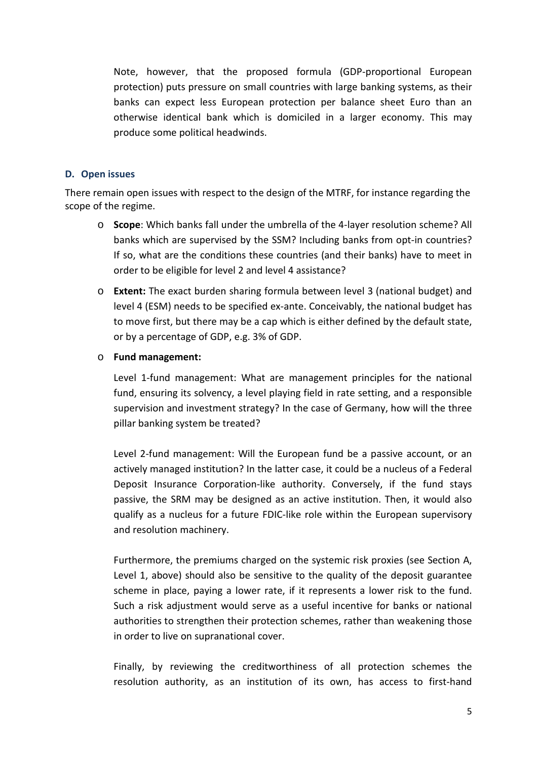Note, however, that the proposed formula (GDP-proportional European protection) puts pressure on small countries with large banking systems, as their banks can expect less European protection per balance sheet Euro than an otherwise identical bank which is domiciled in a larger economy. This may produce some political headwinds.

### D. Open issues

There remain open issues with respect to the design of the MTRF, for instance regarding the scope of the regime.

- **Scope**: Which banks fall under the umbrella of the 4-layer resolution scheme? All banks which are supervised by the SSM? Including banks from opt-in countries? If so, what are the conditions these countries (and their banks) have to meet in order to be eligible for level 2 and level 4 assistance?
- **Extent:** The exact burden sharing formula between level 3 (national budget) and level 4 (ESM) needs to be specified ex-ante. Conceivably, the national budget has to move first, but there may be a cap which is either defined by the default state, or by a percentage of GDP, e.g. 3% of GDP.
- **Fund management:**

  Level 1-fund management: What are management principles for the national fund, ensuring its solvency, a level playing field in rate setting, and a responsible supervision and investment strategy? In the case of Germany, how will the three pillar banking system be treated?

  Level 2-fund management: Will the European fund be a passive account, or an actively managed institution? In the latter case, it could be a nucleus of a Federal Deposit Insurance Corporation-like authority. Conversely, if the fund stays passive, the SRM may be designed as an active institution. Then, it would also qualify as a nucleus for a future FDIC-like role within the European supervisory and resolution machinery.

  Furthermore, the premiums charged on the systemic risk proxies (see Section A, Level 1, above) should also be sensitive to the quality of the deposit guarantee scheme in place, paying a lower rate, if it represents a lower risk to the fund. Such a risk adjustment would serve as a useful incentive for banks or national authorities to strengthen their protection schemes, rather than weakening those in order to live on supranational cover.

  Finally, by reviewing the creditworthiness of all protection schemes the resolution authority, as an institution of its own, has access to first-hand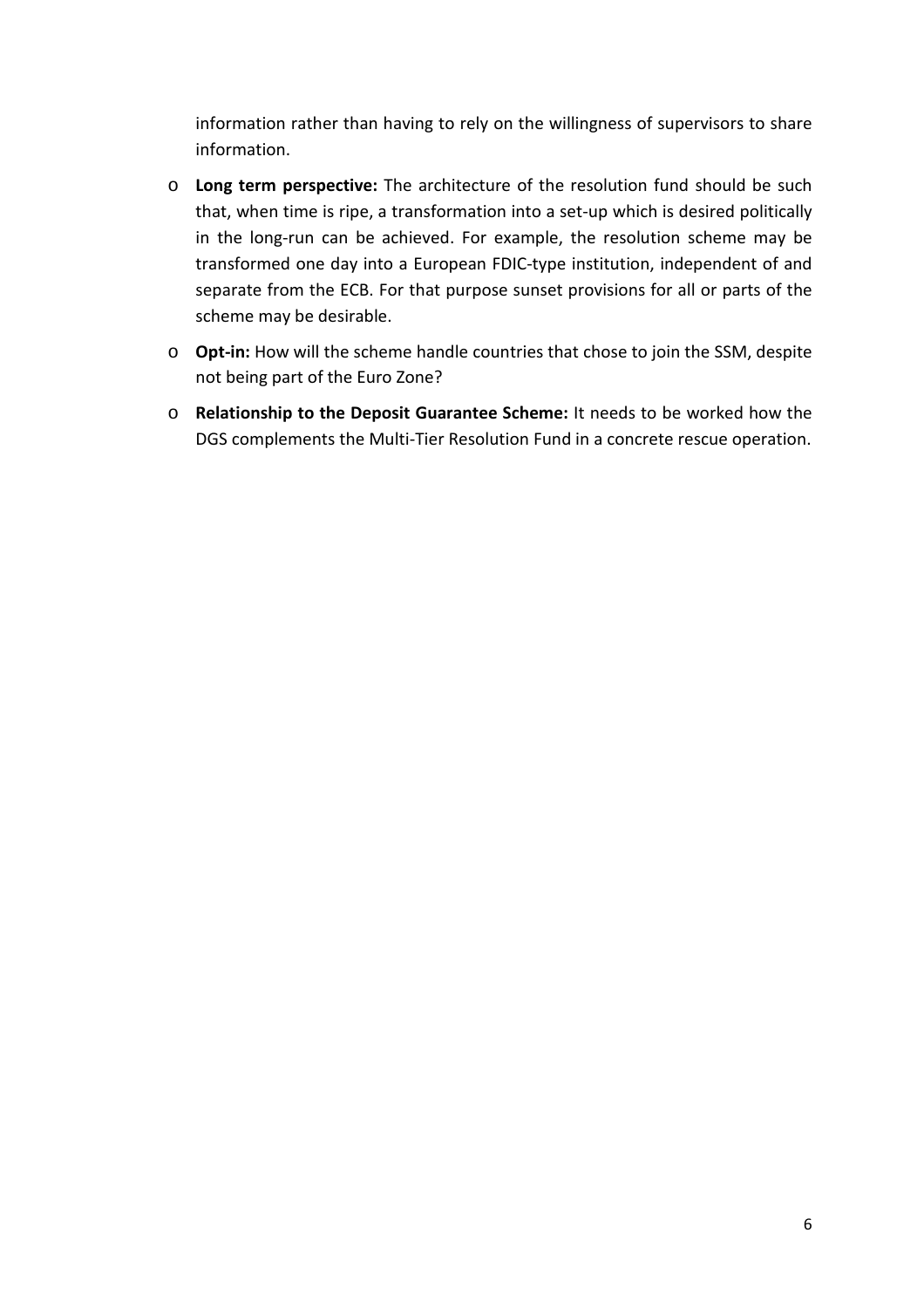information rather than having to rely on the willingness of supervisors to share information.

- **Long term perspective:** The architecture of the resolution fund should be such that, when time is ripe, a transformation into a set-up which is desired politically in the long-run can be achieved. For example, the resolution scheme may be transformed one day into a European FDIC-type institution, independent of and separate from the ECB. For that purpose sunset provisions for all or parts of the scheme may be desirable.
- **Opt-in:** How will the scheme handle countries that chose to join the SSM, despite not being part of the Euro Zone?
- **Relationship to the Deposit Guarantee Scheme:** It needs to be worked how the DGS complements the Multi-Tier Resolution Fund in a concrete rescue operation.